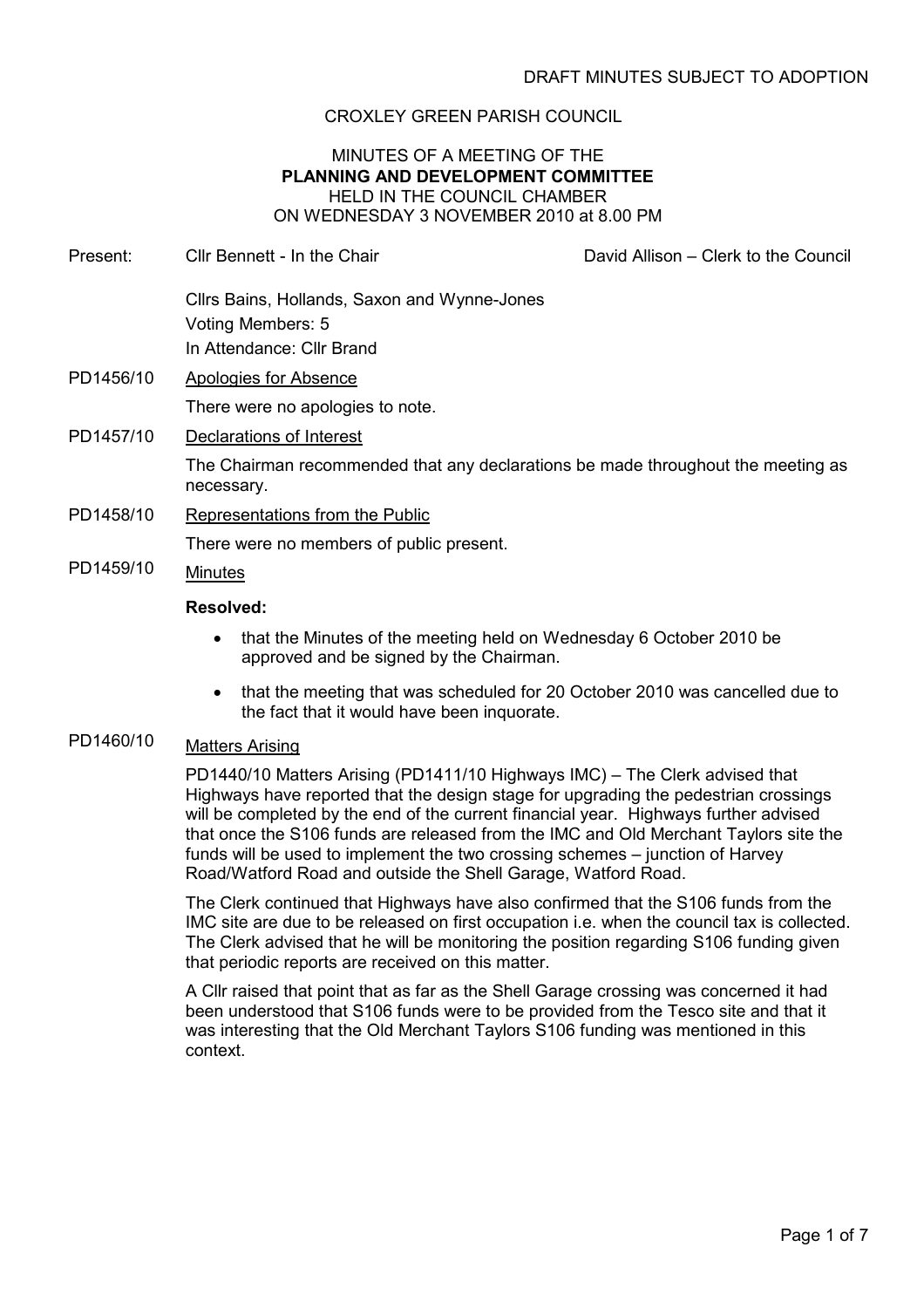DRAFT MINUTES SUBJECT TO ADOPTION

CROXLEY GREEN PARISH COUNCIL

MINUTES OF A MEETING OF THE
**PLANNING AND DEVELOPMENT COMMITTEE**
HELD IN THE COUNCIL CHAMBER
ON WEDNESDAY 3 NOVEMBER 2010 at 8.00 PM

Present: Cllr Bennett - In the Chair — David Allison – Clerk to the Council

Cllrs Bains, Hollands, Saxon and Wynne-Jones
Voting Members: 5
In Attendance: Cllr Brand

PD1456/10 Apologies for Absence

There were no apologies to note.

PD1457/10 Declarations of Interest

The Chairman recommended that any declarations be made throughout the meeting as necessary.

PD1458/10 Representations from the Public

There were no members of public present.

PD1459/10 Minutes

**Resolved:**

- that the Minutes of the meeting held on Wednesday 6 October 2010 be approved and be signed by the Chairman.
- that the meeting that was scheduled for 20 October 2010 was cancelled due to the fact that it would have been inquorate.

PD1460/10 Matters Arising

PD1440/10 Matters Arising (PD1411/10 Highways IMC) – The Clerk advised that Highways have reported that the design stage for upgrading the pedestrian crossings will be completed by the end of the current financial year. Highways further advised that once the S106 funds are released from the IMC and Old Merchant Taylors site the funds will be used to implement the two crossing schemes – junction of Harvey Road/Watford Road and outside the Shell Garage, Watford Road.

The Clerk continued that Highways have also confirmed that the S106 funds from the IMC site are due to be released on first occupation i.e. when the council tax is collected. The Clerk advised that he will be monitoring the position regarding S106 funding given that periodic reports are received on this matter.

A Cllr raised that point that as far as the Shell Garage crossing was concerned it had been understood that S106 funds were to be provided from the Tesco site and that it was interesting that the Old Merchant Taylors S106 funding was mentioned in this context.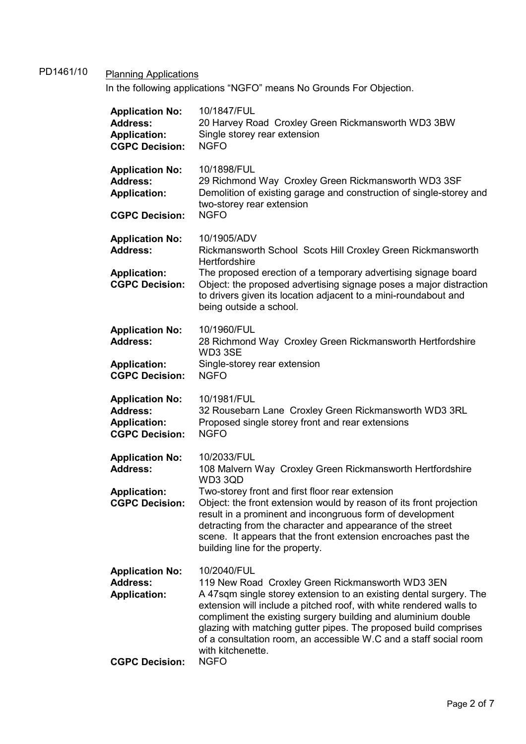PD1461/10 Planning Applications

In the following applications "NGFO" means No Grounds For Objection.

**Application No:** 10/1847/FUL
**Address:** 20 Harvey Road Croxley Green Rickmansworth WD3 3BW
**Application:** Single storey rear extension
**CGPC Decision:** NGFO

**Application No:** 10/1898/FUL
**Address:** 29 Richmond Way Croxley Green Rickmansworth WD3 3SF
**Application:** Demolition of existing garage and construction of single-storey and two-storey rear extension
**CGPC Decision:** NGFO

**Application No:** 10/1905/ADV
**Address:** Rickmansworth School Scots Hill Croxley Green Rickmansworth Hertfordshire
**Application:** The proposed erection of a temporary advertising signage board
**CGPC Decision:** Object: the proposed advertising signage poses a major distraction to drivers given its location adjacent to a mini-roundabout and being outside a school.

**Application No:** 10/1960/FUL
**Address:** 28 Richmond Way Croxley Green Rickmansworth Hertfordshire WD3 3SE
**Application:** Single-storey rear extension
**CGPC Decision:** NGFO

**Application No:** 10/1981/FUL
**Address:** 32 Rousebarn Lane Croxley Green Rickmansworth WD3 3RL
**Application:** Proposed single storey front and rear extensions
**CGPC Decision:** NGFO

**Application No:** 10/2033/FUL
**Address:** 108 Malvern Way Croxley Green Rickmansworth Hertfordshire WD3 3QD
**Application:** Two-storey front and first floor rear extension
**CGPC Decision:** Object: the front extension would by reason of its front projection result in a prominent and incongruous form of development detracting from the character and appearance of the street scene. It appears that the front extension encroaches past the building line for the property.

**Application No:** 10/2040/FUL
**Address:** 119 New Road Croxley Green Rickmansworth WD3 3EN
**Application:** A 47sqm single storey extension to an existing dental surgery. The extension will include a pitched roof, with white rendered walls to compliment the existing surgery building and aluminium double glazing with matching gutter pipes. The proposed build comprises of a consultation room, an accessible W.C and a staff social room with kitchenette.
**CGPC Decision:** NGFO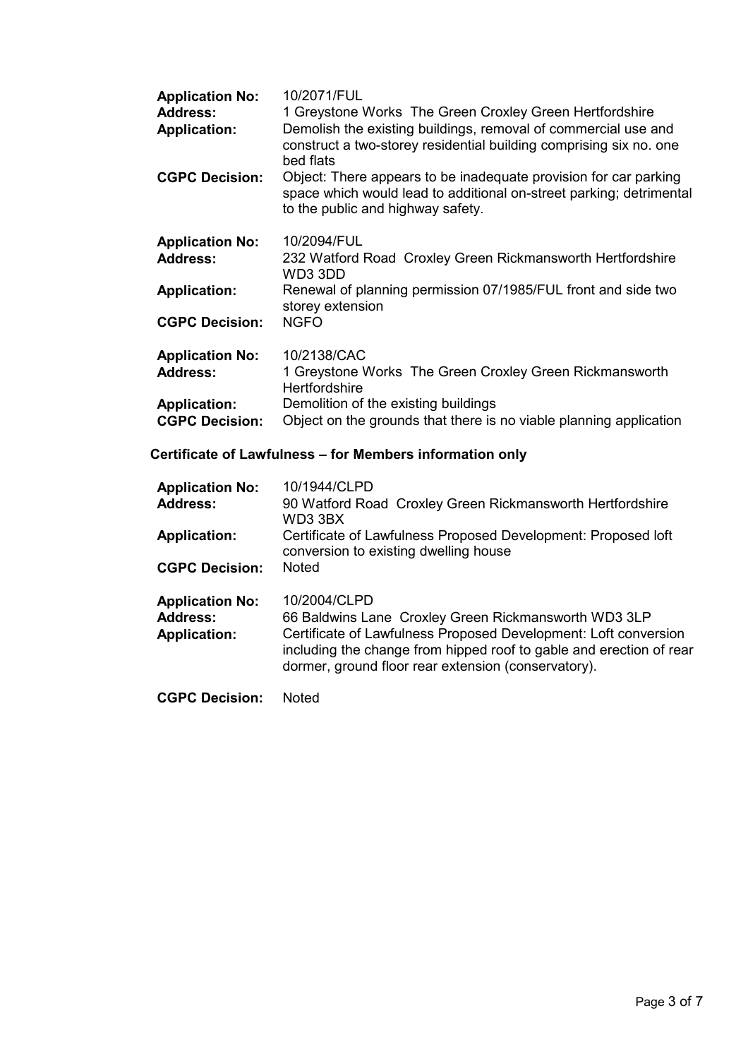**Application No:** 10/2071/FUL
**Address:** 1 Greystone Works The Green Croxley Green Hertfordshire
**Application:** Demolish the existing buildings, removal of commercial use and construct a two-storey residential building comprising six no. one bed flats
**CGPC Decision:** Object: There appears to be inadequate provision for car parking space which would lead to additional on-street parking; detrimental to the public and highway safety.

**Application No:** 10/2094/FUL
**Address:** 232 Watford Road Croxley Green Rickmansworth Hertfordshire WD3 3DD
**Application:** Renewal of planning permission 07/1985/FUL front and side two storey extension
**CGPC Decision:** NGFO

**Application No:** 10/2138/CAC
**Address:** 1 Greystone Works The Green Croxley Green Rickmansworth Hertfordshire
**Application:** Demolition of the existing buildings
**CGPC Decision:** Object on the grounds that there is no viable planning application

### Certificate of Lawfulness – for Members information only

**Application No:** 10/1944/CLPD
**Address:** 90 Watford Road Croxley Green Rickmansworth Hertfordshire WD3 3BX
**Application:** Certificate of Lawfulness Proposed Development: Proposed loft conversion to existing dwelling house
**CGPC Decision:** Noted

**Application No:** 10/2004/CLPD
**Address:** 66 Baldwins Lane Croxley Green Rickmansworth WD3 3LP
**Application:** Certificate of Lawfulness Proposed Development: Loft conversion including the change from hipped roof to gable and erection of rear dormer, ground floor rear extension (conservatory).
**CGPC Decision:** Noted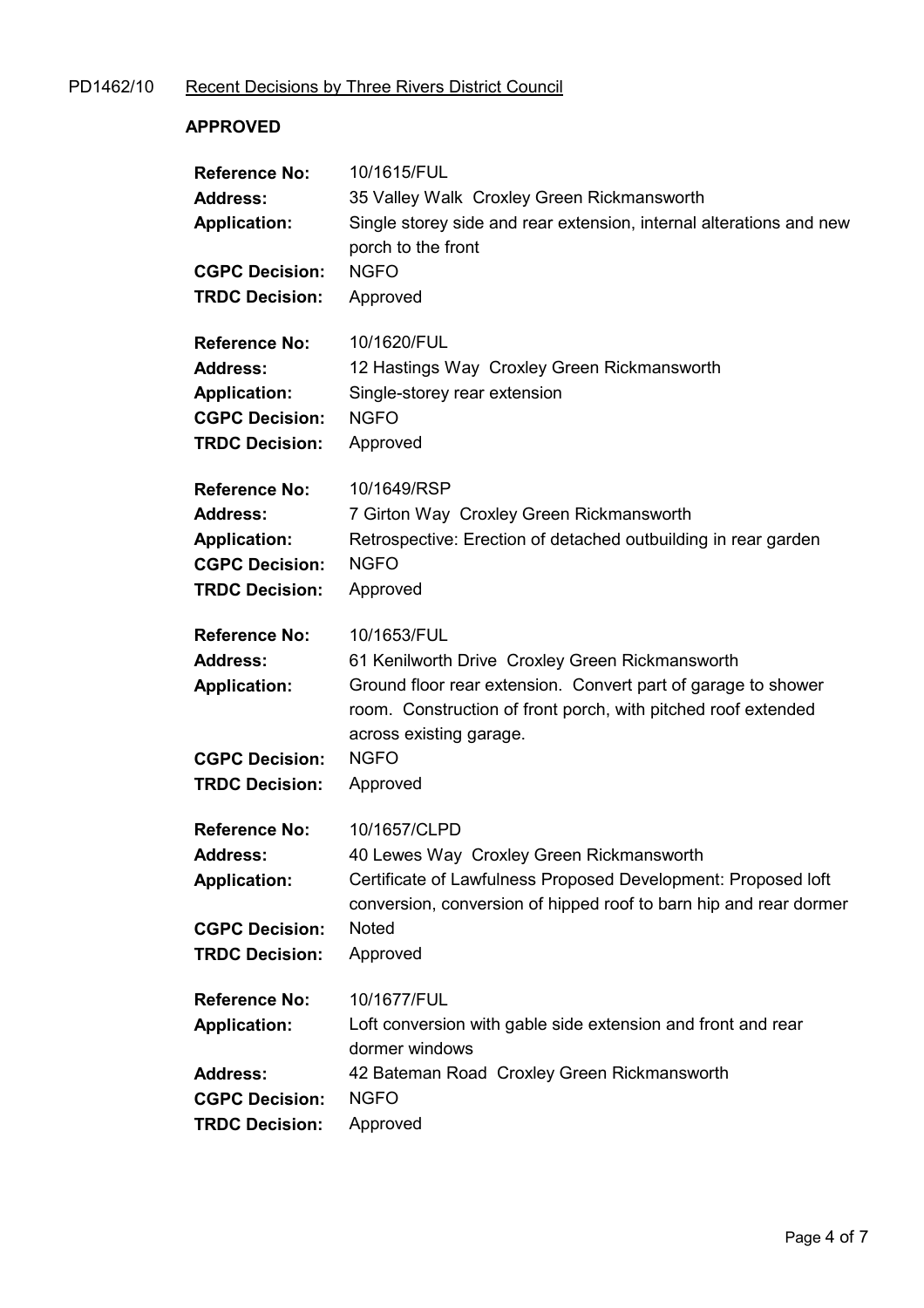PD1462/10 Recent Decisions by Three Rivers District Council

**APPROVED**

**Reference No:** 10/1615/FUL
**Address:** 35 Valley Walk Croxley Green Rickmansworth
**Application:** Single storey side and rear extension, internal alterations and new porch to the front
**CGPC Decision:** NGFO
**TRDC Decision:** Approved

**Reference No:** 10/1620/FUL
**Address:** 12 Hastings Way Croxley Green Rickmansworth
**Application:** Single-storey rear extension
**CGPC Decision:** NGFO
**TRDC Decision:** Approved

**Reference No:** 10/1649/RSP
**Address:** 7 Girton Way Croxley Green Rickmansworth
**Application:** Retrospective: Erection of detached outbuilding in rear garden
**CGPC Decision:** NGFO
**TRDC Decision:** Approved

**Reference No:** 10/1653/FUL
**Address:** 61 Kenilworth Drive Croxley Green Rickmansworth
**Application:** Ground floor rear extension. Convert part of garage to shower room. Construction of front porch, with pitched roof extended across existing garage.
**CGPC Decision:** NGFO
**TRDC Decision:** Approved

**Reference No:** 10/1657/CLPD
**Address:** 40 Lewes Way Croxley Green Rickmansworth
**Application:** Certificate of Lawfulness Proposed Development: Proposed loft conversion, conversion of hipped roof to barn hip and rear dormer
**CGPC Decision:** Noted
**TRDC Decision:** Approved

**Reference No:** 10/1677/FUL
**Application:** Loft conversion with gable side extension and front and rear dormer windows
**Address:** 42 Bateman Road Croxley Green Rickmansworth
**CGPC Decision:** NGFO
**TRDC Decision:** Approved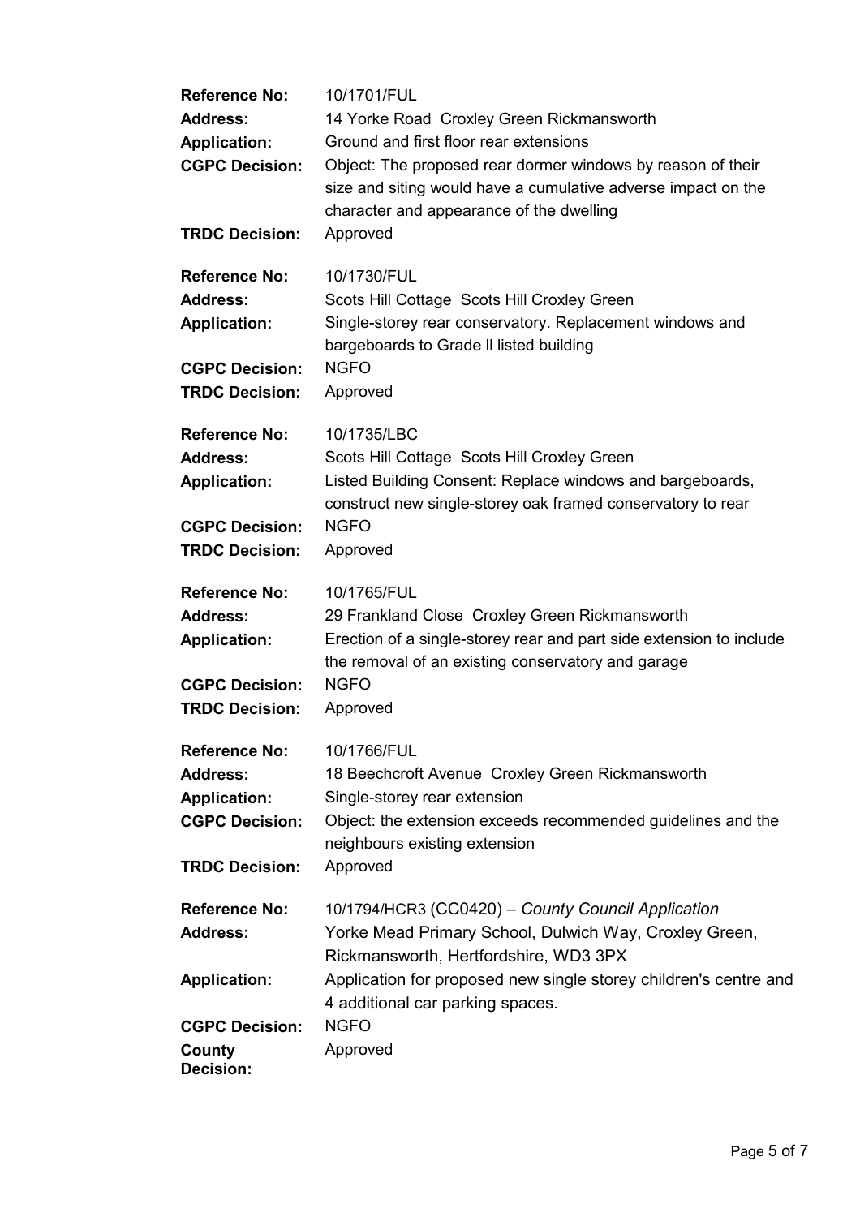**Reference No:** 10/1701/FUL
**Address:** 14 Yorke Road Croxley Green Rickmansworth
**Application:** Ground and first floor rear extensions
**CGPC Decision:** Object: The proposed rear dormer windows by reason of their size and siting would have a cumulative adverse impact on the character and appearance of the dwelling
**TRDC Decision:** Approved

**Reference No:** 10/1730/FUL
**Address:** Scots Hill Cottage Scots Hill Croxley Green
**Application:** Single-storey rear conservatory. Replacement windows and bargeboards to Grade II listed building
**CGPC Decision:** NGFO
**TRDC Decision:** Approved

**Reference No:** 10/1735/LBC
**Address:** Scots Hill Cottage Scots Hill Croxley Green
**Application:** Listed Building Consent: Replace windows and bargeboards, construct new single-storey oak framed conservatory to rear
**CGPC Decision:** NGFO
**TRDC Decision:** Approved

**Reference No:** 10/1765/FUL
**Address:** 29 Frankland Close Croxley Green Rickmansworth
**Application:** Erection of a single-storey rear and part side extension to include the removal of an existing conservatory and garage
**CGPC Decision:** NGFO
**TRDC Decision:** Approved

**Reference No:** 10/1766/FUL
**Address:** 18 Beechcroft Avenue Croxley Green Rickmansworth
**Application:** Single-storey rear extension
**CGPC Decision:** Object: the extension exceeds recommended guidelines and the neighbours existing extension
**TRDC Decision:** Approved

**Reference No:** 10/1794/HCR3 (CC0420) – *County Council Application*
**Address:** Yorke Mead Primary School, Dulwich Way, Croxley Green, Rickmansworth, Hertfordshire, WD3 3PX
**Application:** Application for proposed new single storey children's centre and 4 additional car parking spaces.
**CGPC Decision:** NGFO
**County Decision:** Approved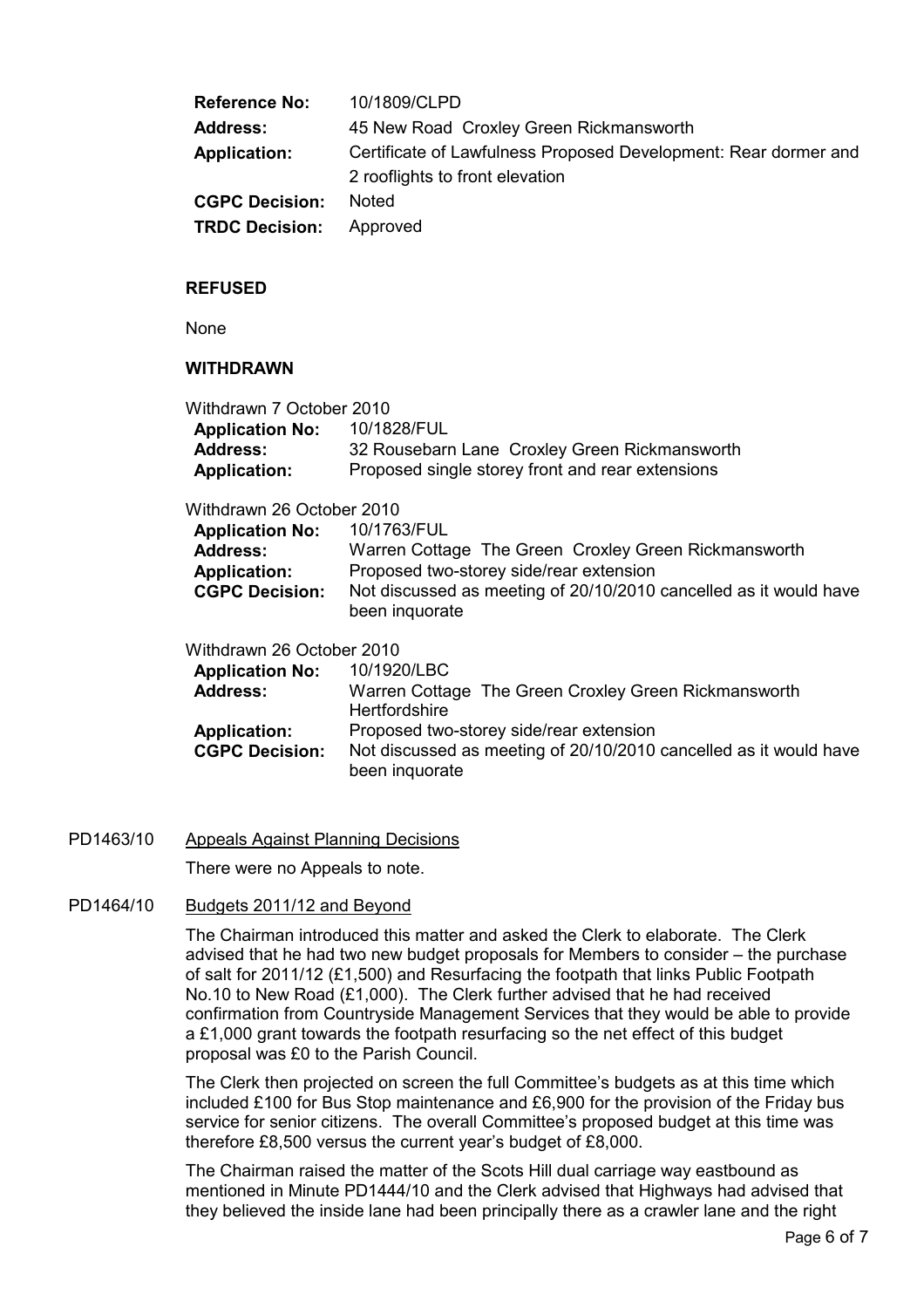| | |
|---|---|
| **Reference No:** | 10/1809/CLPD |
| **Address:** | 45 New Road Croxley Green Rickmansworth |
| **Application:** | Certificate of Lawfulness Proposed Development: Rear dormer and 2 rooflights to front elevation |
| **CGPC Decision:** | Noted |
| **TRDC Decision:** | Approved |

**REFUSED**

None

**WITHDRAWN**

Withdrawn 7 October 2010

| | |
|---|---|
| **Application No:** | 10/1828/FUL |
| **Address:** | 32 Rousebarn Lane Croxley Green Rickmansworth |
| **Application:** | Proposed single storey front and rear extensions |

Withdrawn 26 October 2010

| | |
|---|---|
| **Application No:** | 10/1763/FUL |
| **Address:** | Warren Cottage The Green Croxley Green Rickmansworth |
| **Application:** | Proposed two-storey side/rear extension |
| **CGPC Decision:** | Not discussed as meeting of 20/10/2010 cancelled as it would have been inquorate |

Withdrawn 26 October 2010

| | |
|---|---|
| **Application No:** | 10/1920/LBC |
| **Address:** | Warren Cottage The Green Croxley Green Rickmansworth Hertfordshire |
| **Application:** | Proposed two-storey side/rear extension |
| **CGPC Decision:** | Not discussed as meeting of 20/10/2010 cancelled as it would have been inquorate |

PD1463/10 Appeals Against Planning Decisions

There were no Appeals to note.

PD1464/10 Budgets 2011/12 and Beyond

The Chairman introduced this matter and asked the Clerk to elaborate. The Clerk advised that he had two new budget proposals for Members to consider – the purchase of salt for 2011/12 (£1,500) and Resurfacing the footpath that links Public Footpath No.10 to New Road (£1,000). The Clerk further advised that he had received confirmation from Countryside Management Services that they would be able to provide a £1,000 grant towards the footpath resurfacing so the net effect of this budget proposal was £0 to the Parish Council.

The Clerk then projected on screen the full Committee's budgets as at this time which included £100 for Bus Stop maintenance and £6,900 for the provision of the Friday bus service for senior citizens. The overall Committee's proposed budget at this time was therefore £8,500 versus the current year's budget of £8,000.

The Chairman raised the matter of the Scots Hill dual carriage way eastbound as mentioned in Minute PD1444/10 and the Clerk advised that Highways had advised that they believed the inside lane had been principally there as a crawler lane and the right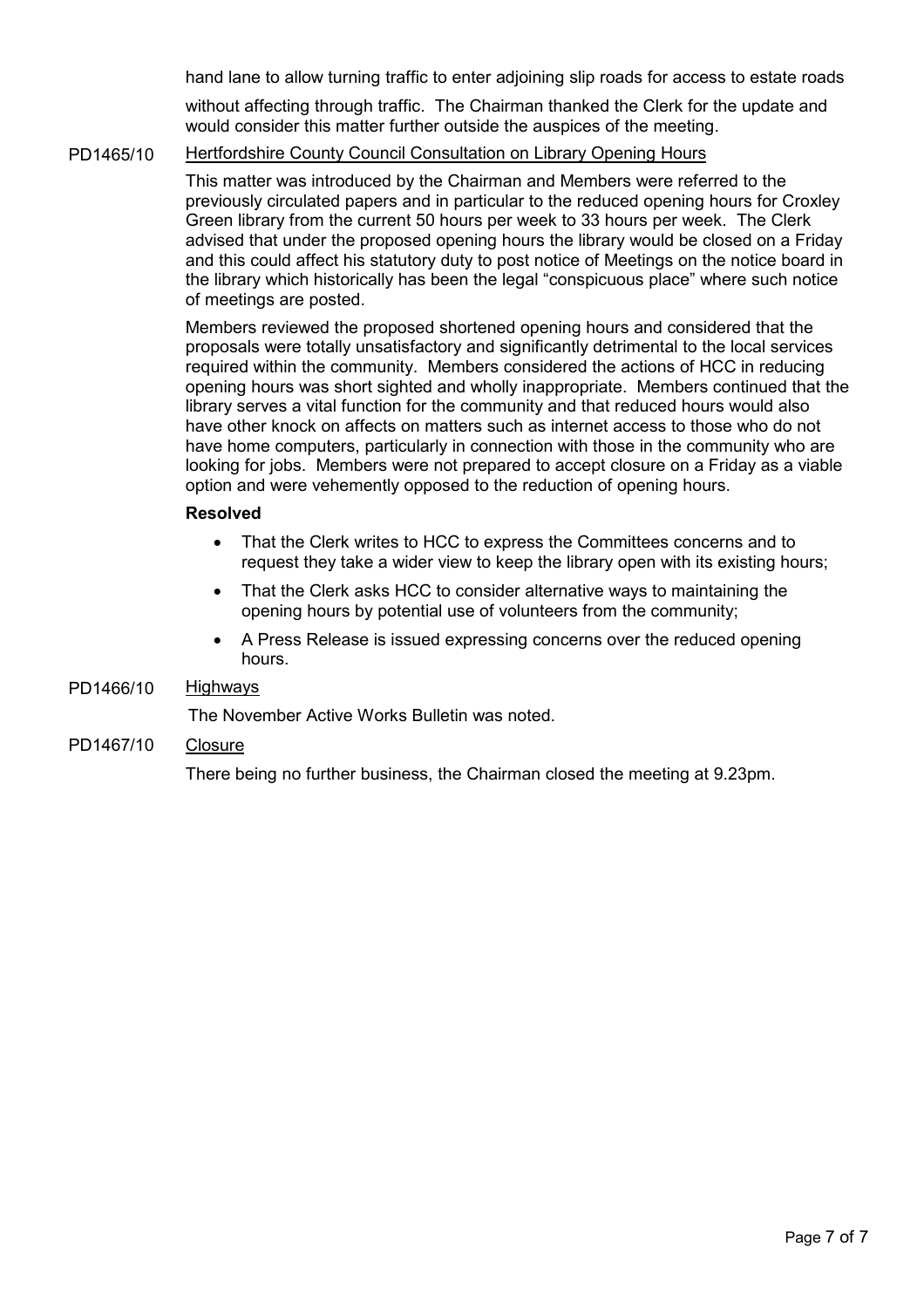hand lane to allow turning traffic to enter adjoining slip roads for access to estate roads without affecting through traffic. The Chairman thanked the Clerk for the update and would consider this matter further outside the auspices of the meeting.

PD1465/10 Hertfordshire County Council Consultation on Library Opening Hours

This matter was introduced by the Chairman and Members were referred to the previously circulated papers and in particular to the reduced opening hours for Croxley Green library from the current 50 hours per week to 33 hours per week. The Clerk advised that under the proposed opening hours the library would be closed on a Friday and this could affect his statutory duty to post notice of Meetings on the notice board in the library which historically has been the legal "conspicuous place" where such notice of meetings are posted.

Members reviewed the proposed shortened opening hours and considered that the proposals were totally unsatisfactory and significantly detrimental to the local services required within the community. Members considered the actions of HCC in reducing opening hours was short sighted and wholly inappropriate. Members continued that the library serves a vital function for the community and that reduced hours would also have other knock on affects on matters such as internet access to those who do not have home computers, particularly in connection with those in the community who are looking for jobs. Members were not prepared to accept closure on a Friday as a viable option and were vehemently opposed to the reduction of opening hours.

**Resolved**

- That the Clerk writes to HCC to express the Committees concerns and to request they take a wider view to keep the library open with its existing hours;
- That the Clerk asks HCC to consider alternative ways to maintaining the opening hours by potential use of volunteers from the community;
- A Press Release is issued expressing concerns over the reduced opening hours.

PD1466/10 Highways

The November Active Works Bulletin was noted.

PD1467/10 Closure

There being no further business, the Chairman closed the meeting at 9.23pm.